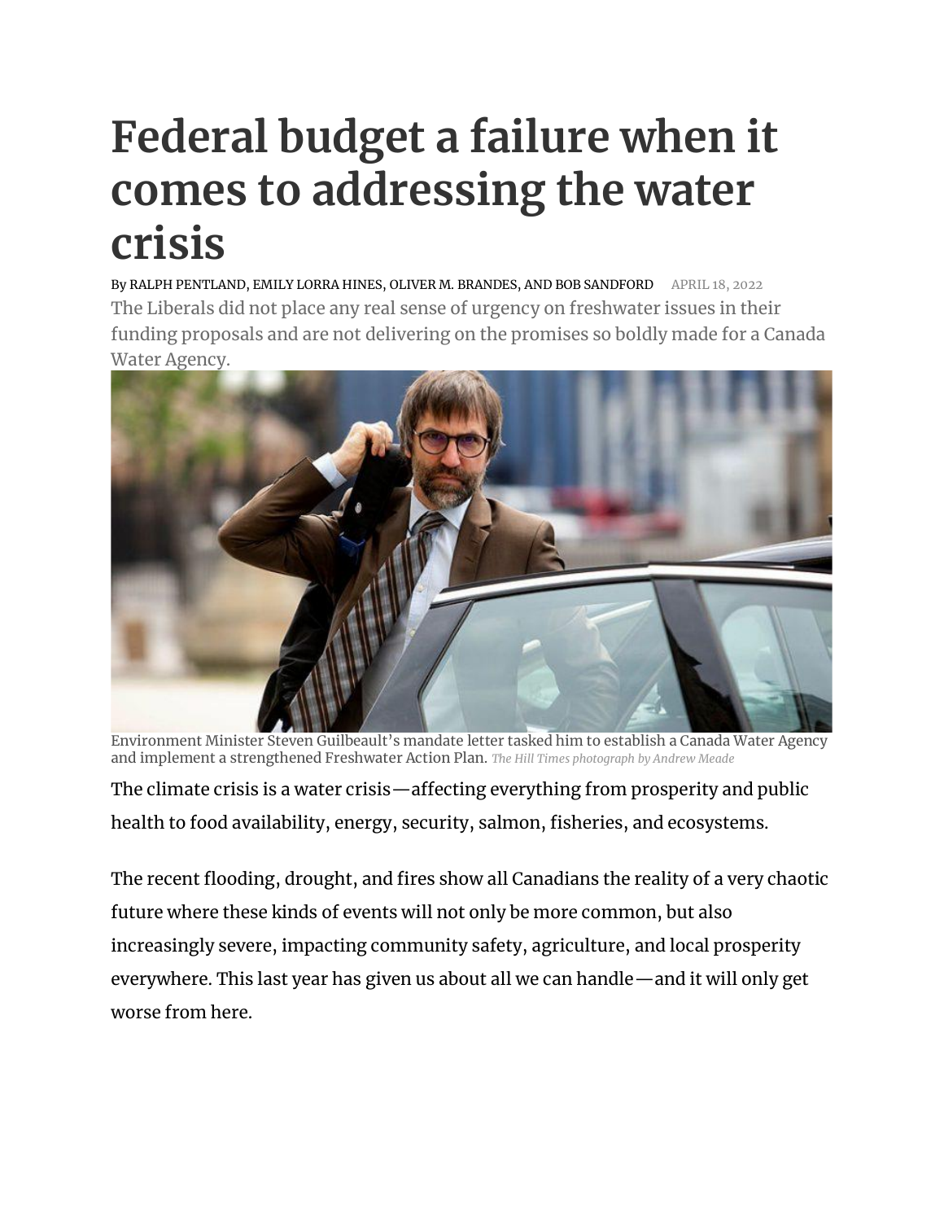# Federal budget a failure when it comes to addressing the water crisis

By RALPH PENTLAND, EMILY LORRA HINES, OLIVER M. BRANDES, AND BOB SANDFORD APRIL 18, 2022

The Liberals did not place any real sense of urgency on freshwater issues in their funding proposals and are not delivering on the promises so boldly made for a Canada Water Agency.

Environment Minister Steven Guilbeault's mandate letter tasked him to establish a Canada Water Agency and implement a strengthened Freshwater Action Plan. *The Hill Times photograph by Andrew Meade*

The climate crisis is a water crisis—affecting everything from prosperity and public health to food availability, energy, security, salmon, fisheries, and ecosystems.

The recent flooding, drought, and fires show all Canadians the reality of a very chaotic future where these kinds of events will not only be more common, but also increasingly severe, impacting community safety, agriculture, and local prosperity everywhere. This last year has given us about all we can handle—and it will only get worse from here.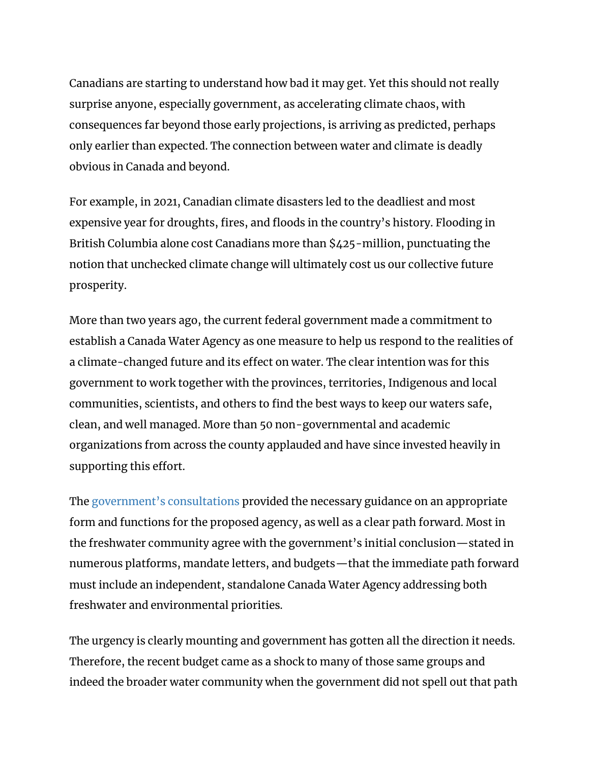Canadians are starting to understand how bad it may get. Yet this should not really surprise anyone, especially government, as accelerating climate chaos, with consequences far beyond those early projections, is arriving as predicted, perhaps only earlier than expected. The connection between water and climate is deadly obvious in Canada and beyond.

For example, in 2021, Canadian climate disasters led to the deadliest and most expensive year for droughts, fires, and floods in the country's history. Flooding in British Columbia alone cost Canadians more than $425-million, punctuating the notion that unchecked climate change will ultimately cost us our collective future prosperity.

More than two years ago, the current federal government made a commitment to establish a Canada Water Agency as one measure to help us respond to the realities of a climate-changed future and its effect on water. The clear intention was for this government to work together with the provinces, territories, Indigenous and local communities, scientists, and others to find the best ways to keep our waters safe, clean, and well managed. More than 50 non-governmental and academic organizations from across the county applauded and have since invested heavily in supporting this effort.

The government's consultations provided the necessary guidance on an appropriate form and functions for the proposed agency, as well as a clear path forward. Most in the freshwater community agree with the government's initial conclusion—stated in numerous platforms, mandate letters, and budgets—that the immediate path forward must include an independent, standalone Canada Water Agency addressing both freshwater and environmental priorities.

The urgency is clearly mounting and government has gotten all the direction it needs. Therefore, the recent budget came as a shock to many of those same groups and indeed the broader water community when the government did not spell out that path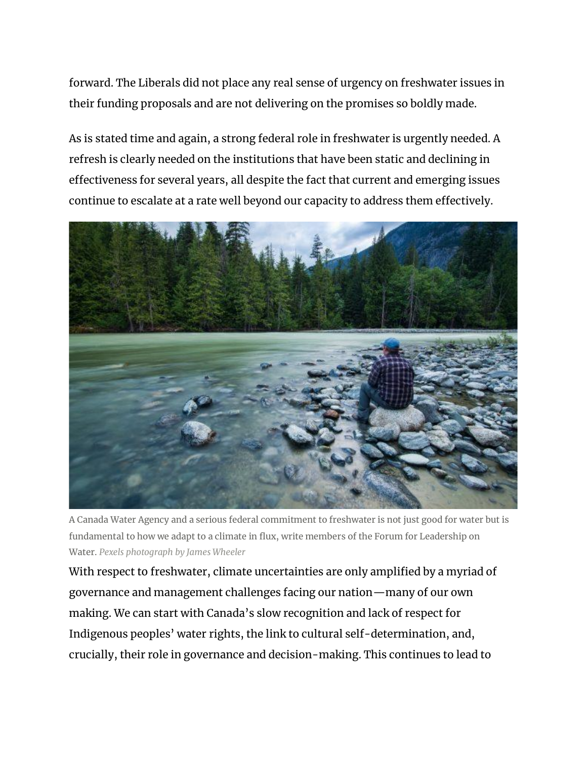forward. The Liberals did not place any real sense of urgency on freshwater issues in their funding proposals and are not delivering on the promises so boldly made.

As is stated time and again, a strong federal role in freshwater is urgently needed. A refresh is clearly needed on the institutions that have been static and declining in effectiveness for several years, all despite the fact that current and emerging issues continue to escalate at a rate well beyond our capacity to address them effectively.

A Canada Water Agency and a serious federal commitment to freshwater is not just good for water but is fundamental to how we adapt to a climate in flux, write members of the Forum for Leadership on Water. *Pexels photograph by James Wheeler*

With respect to freshwater, climate uncertainties are only amplified by a myriad of governance and management challenges facing our nation—many of our own making. We can start with Canada's slow recognition and lack of respect for Indigenous peoples' water rights, the link to cultural self-determination, and, crucially, their role in governance and decision-making. This continues to lead to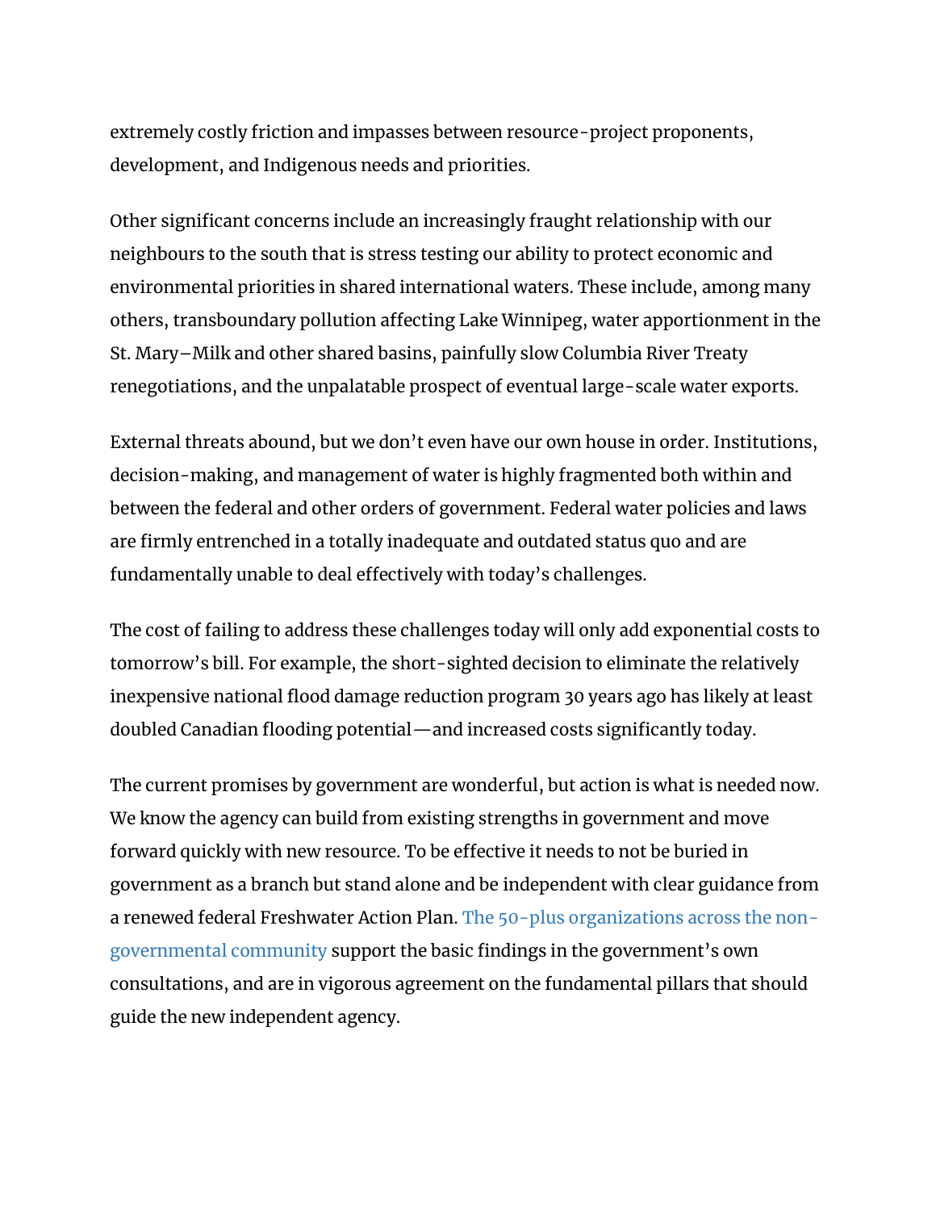extremely costly friction and impasses between resource-project proponents, development, and Indigenous needs and priorities.

Other significant concerns include an increasingly fraught relationship with our neighbours to the south that is stress testing our ability to protect economic and environmental priorities in shared international waters. These include, among many others, transboundary pollution affecting Lake Winnipeg, water apportionment in the St. Mary–Milk and other shared basins, painfully slow Columbia River Treaty renegotiations, and the unpalatable prospect of eventual large-scale water exports.

External threats abound, but we don't even have our own house in order. Institutions, decision-making, and management of water is highly fragmented both within and between the federal and other orders of government. Federal water policies and laws are firmly entrenched in a totally inadequate and outdated status quo and are fundamentally unable to deal effectively with today's challenges.

The cost of failing to address these challenges today will only add exponential costs to tomorrow's bill. For example, the short-sighted decision to eliminate the relatively inexpensive national flood damage reduction program 30 years ago has likely at least doubled Canadian flooding potential—and increased costs significantly today.

The current promises by government are wonderful, but action is what is needed now. We know the agency can build from existing strengths in government and move forward quickly with new resource. To be effective it needs to not be buried in government as a branch but stand alone and be independent with clear guidance from a renewed federal Freshwater Action Plan. The 50-plus organizations across the non-governmental community support the basic findings in the government's own consultations, and are in vigorous agreement on the fundamental pillars that should guide the new independent agency.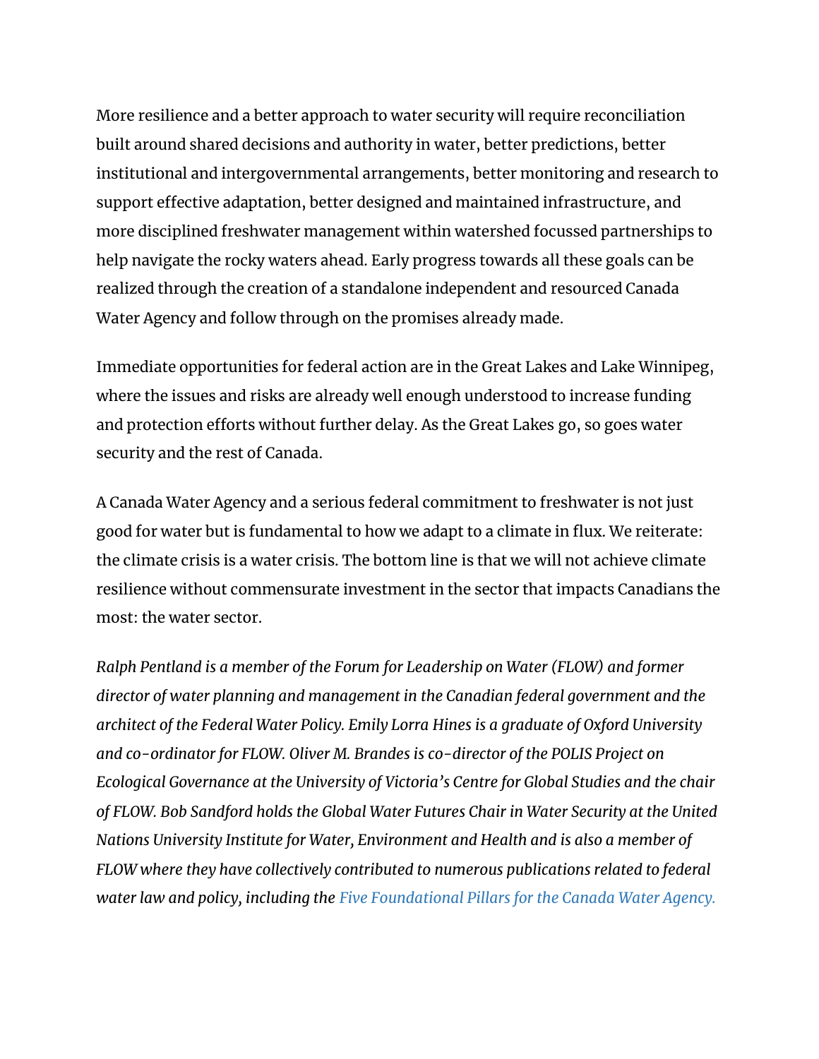More resilience and a better approach to water security will require reconciliation built around shared decisions and authority in water, better predictions, better institutional and intergovernmental arrangements, better monitoring and research to support effective adaptation, better designed and maintained infrastructure, and more disciplined freshwater management within watershed focussed partnerships to help navigate the rocky waters ahead. Early progress towards all these goals can be realized through the creation of a standalone independent and resourced Canada Water Agency and follow through on the promises already made.

Immediate opportunities for federal action are in the Great Lakes and Lake Winnipeg, where the issues and risks are already well enough understood to increase funding and protection efforts without further delay. As the Great Lakes go, so goes water security and the rest of Canada.

A Canada Water Agency and a serious federal commitment to freshwater is not just good for water but is fundamental to how we adapt to a climate in flux. We reiterate: the climate crisis is a water crisis. The bottom line is that we will not achieve climate resilience without commensurate investment in the sector that impacts Canadians the most: the water sector.

*Ralph Pentland is a member of the Forum for Leadership on Water (FLOW) and former director of water planning and management in the Canadian federal government and the architect of the Federal Water Policy. Emily Lorra Hines is a graduate of Oxford University and co-ordinator for FLOW. Oliver M. Brandes is co-director of the POLIS Project on Ecological Governance at the University of Victoria's Centre for Global Studies and the chair of FLOW. Bob Sandford holds the Global Water Futures Chair in Water Security at the United Nations University Institute for Water, Environment and Health and is also a member of FLOW where they have collectively contributed to numerous publications related to federal water law and policy, including the Five Foundational Pillars for the Canada Water Agency.*